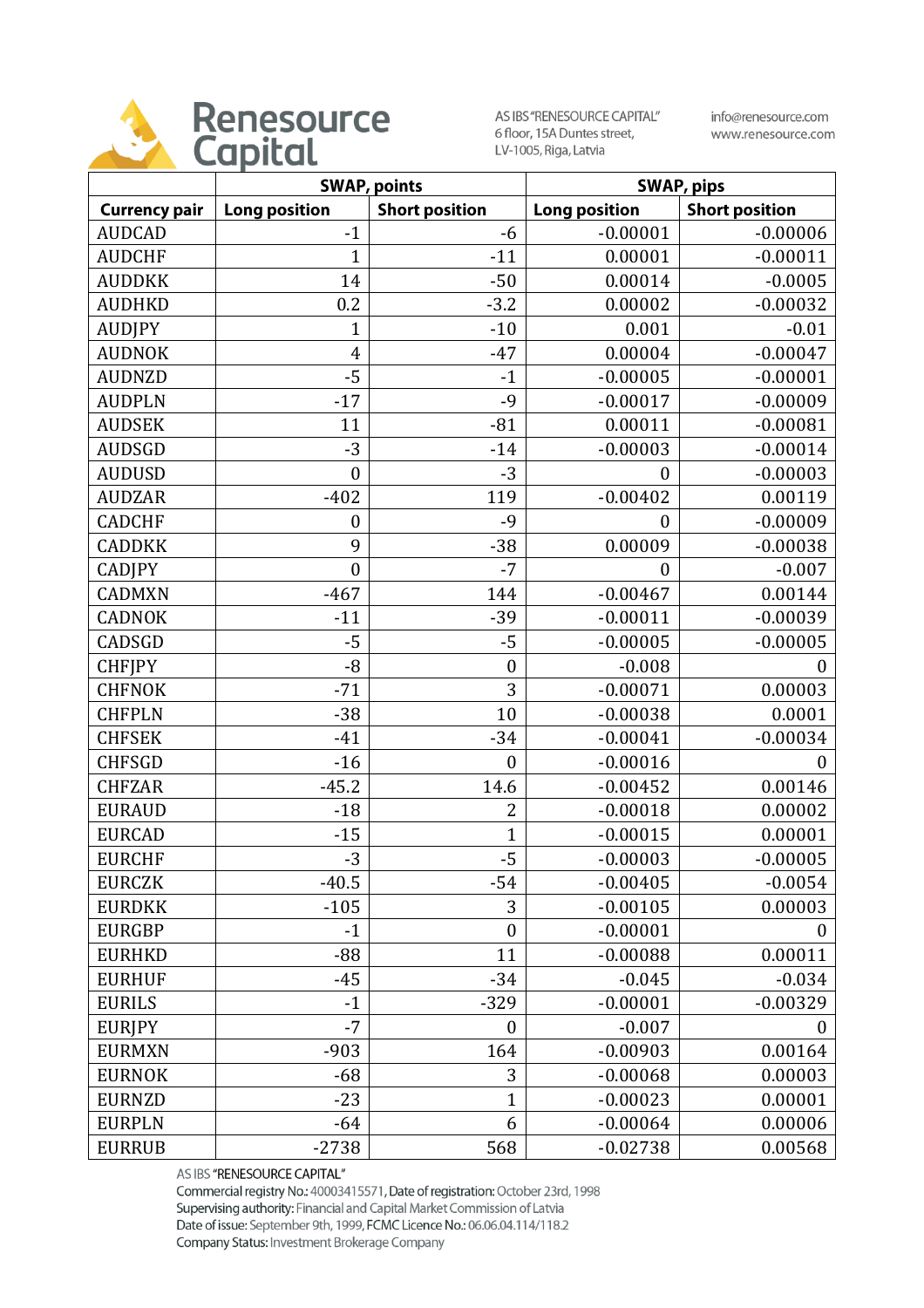# Renesource Capital

AS IBS "RENESOURCE CAPITAL"
6 floor, 15A Duntes street,
LV-1005, Riga, Latvia

info@renesource.com
www.renesource.com

| | SWAP, points | | SWAP, pips | |
|---|---|---|---|---|
| **Currency pair** | **Long position** | **Short position** | **Long position** | **Short position** |
| AUDCAD | -1 | -6 | -0.00001 | -0.00006 |
| AUDCHF | 1 | -11 | 0.00001 | -0.00011 |
| AUDDKK | 14 | -50 | 0.00014 | -0.0005 |
| AUDHKD | 0.2 | -3.2 | 0.00002 | -0.00032 |
| AUDJPY | 1 | -10 | 0.001 | -0.01 |
| AUDNOK | 4 | -47 | 0.00004 | -0.00047 |
| AUDNZD | -5 | -1 | -0.00005 | -0.00001 |
| AUDPLN | -17 | -9 | -0.00017 | -0.00009 |
| AUDSEK | 11 | -81 | 0.00011 | -0.00081 |
| AUDSGD | -3 | -14 | -0.00003 | -0.00014 |
| AUDUSD | 0 | -3 | 0 | -0.00003 |
| AUDZAR | -402 | 119 | -0.00402 | 0.00119 |
| CADCHF | 0 | -9 | 0 | -0.00009 |
| CADDKK | 9 | -38 | 0.00009 | -0.00038 |
| CADJPY | 0 | -7 | 0 | -0.007 |
| CADMXN | -467 | 144 | -0.00467 | 0.00144 |
| CADNOK | -11 | -39 | -0.00011 | -0.00039 |
| CADSGD | -5 | -5 | -0.00005 | -0.00005 |
| CHFJPY | -8 | 0 | -0.008 | 0 |
| CHFNOK | -71 | 3 | -0.00071 | 0.00003 |
| CHFPLN | -38 | 10 | -0.00038 | 0.0001 |
| CHFSEK | -41 | -34 | -0.00041 | -0.00034 |
| CHFSGD | -16 | 0 | -0.00016 | 0 |
| CHFZAR | -45.2 | 14.6 | -0.00452 | 0.00146 |
| EURAUD | -18 | 2 | -0.00018 | 0.00002 |
| EURCAD | -15 | 1 | -0.00015 | 0.00001 |
| EURCHF | -3 | -5 | -0.00003 | -0.00005 |
| EURCZK | -40.5 | -54 | -0.00405 | -0.0054 |
| EURDKK | -105 | 3 | -0.00105 | 0.00003 |
| EURGBP | -1 | 0 | -0.00001 | 0 |
| EURHKD | -88 | 11 | -0.00088 | 0.00011 |
| EURHUF | -45 | -34 | -0.045 | -0.034 |
| EURILS | -1 | -329 | -0.00001 | -0.00329 |
| EURJPY | -7 | 0 | -0.007 | 0 |
| EURMXN | -903 | 164 | -0.00903 | 0.00164 |
| EURNOK | -68 | 3 | -0.00068 | 0.00003 |
| EURNZD | -23 | 1 | -0.00023 | 0.00001 |
| EURPLN | -64 | 6 | -0.00064 | 0.00006 |
| EURRUB | -2738 | 568 | -0.02738 | 0.00568 |

AS IBS "RENESOURCE CAPITAL"
Commercial registry No.: 40003415571, Date of registration: October 23rd, 1998
Supervising authority: Financial and Capital Market Commission of Latvia
Date of issue: September 9th, 1999, FCMC Licence No.: 06.06.04.114/118.2
Company Status: Investment Brokerage Company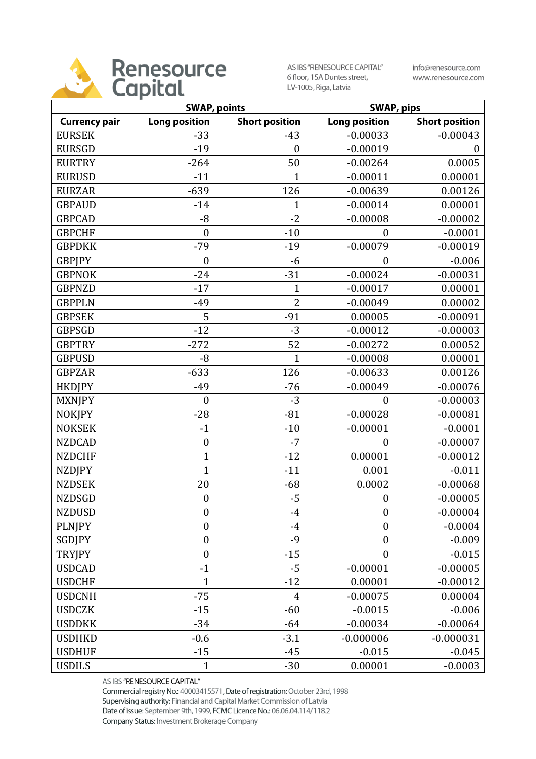Renesource Capital

AS IBS "RENESOURCE CAPITAL"
6 floor, 15A Duntes street,
LV-1005, Riga, Latvia

info@renesource.com
www.renesource.com

| | SWAP, points | | SWAP, pips | |
|---|---|---|---|---|
| **Currency pair** | **Long position** | **Short position** | **Long position** | **Short position** |
| EURSEK | -33 | -43 | -0.00033 | -0.00043 |
| EURSGD | -19 | 0 | -0.00019 | 0 |
| EURTRY | -264 | 50 | -0.00264 | 0.0005 |
| EURUSD | -11 | 1 | -0.00011 | 0.00001 |
| EURZAR | -639 | 126 | -0.00639 | 0.00126 |
| GBPAUD | -14 | 1 | -0.00014 | 0.00001 |
| GBPCAD | -8 | -2 | -0.00008 | -0.00002 |
| GBPCHF | 0 | -10 | 0 | -0.0001 |
| GBPDKK | -79 | -19 | -0.00079 | -0.00019 |
| GBPJPY | 0 | -6 | 0 | -0.006 |
| GBPNOK | -24 | -31 | -0.00024 | -0.00031 |
| GBPNZD | -17 | 1 | -0.00017 | 0.00001 |
| GBPPLN | -49 | 2 | -0.00049 | 0.00002 |
| GBPSEK | 5 | -91 | 0.00005 | -0.00091 |
| GBPSGD | -12 | -3 | -0.00012 | -0.00003 |
| GBPTRY | -272 | 52 | -0.00272 | 0.00052 |
| GBPUSD | -8 | 1 | -0.00008 | 0.00001 |
| GBPZAR | -633 | 126 | -0.00633 | 0.00126 |
| HKDJPY | -49 | -76 | -0.00049 | -0.00076 |
| MXNJPY | 0 | -3 | 0 | -0.00003 |
| NOKJPY | -28 | -81 | -0.00028 | -0.00081 |
| NOKSEK | -1 | -10 | -0.00001 | -0.0001 |
| NZDCAD | 0 | -7 | 0 | -0.00007 |
| NZDCHF | 1 | -12 | 0.00001 | -0.00012 |
| NZDJPY | 1 | -11 | 0.001 | -0.011 |
| NZDSEK | 20 | -68 | 0.0002 | -0.00068 |
| NZDSGD | 0 | -5 | 0 | -0.00005 |
| NZDUSD | 0 | -4 | 0 | -0.00004 |
| PLNJPY | 0 | -4 | 0 | -0.0004 |
| SGDJPY | 0 | -9 | 0 | -0.009 |
| TRYJPY | 0 | -15 | 0 | -0.015 |
| USDCAD | -1 | -5 | -0.00001 | -0.00005 |
| USDCHF | 1 | -12 | 0.00001 | -0.00012 |
| USDCNH | -75 | 4 | -0.00075 | 0.00004 |
| USDCZK | -15 | -60 | -0.0015 | -0.006 |
| USDDKK | -34 | -64 | -0.00034 | -0.00064 |
| USDHKD | -0.6 | -3.1 | -0.000006 | -0.000031 |
| USDHUF | -15 | -45 | -0.015 | -0.045 |
| USDILS | 1 | -30 | 0.00001 | -0.0003 |

AS IBS "RENESOURCE CAPITAL"
Commercial registry No.: 40003415571, Date of registration: October 23rd, 1998
Supervising authority: Financial and Capital Market Commission of Latvia
Date of issue: September 9th, 1999, FCMC Licence No.: 06.06.04.114/118.2
Company Status: Investment Brokerage Company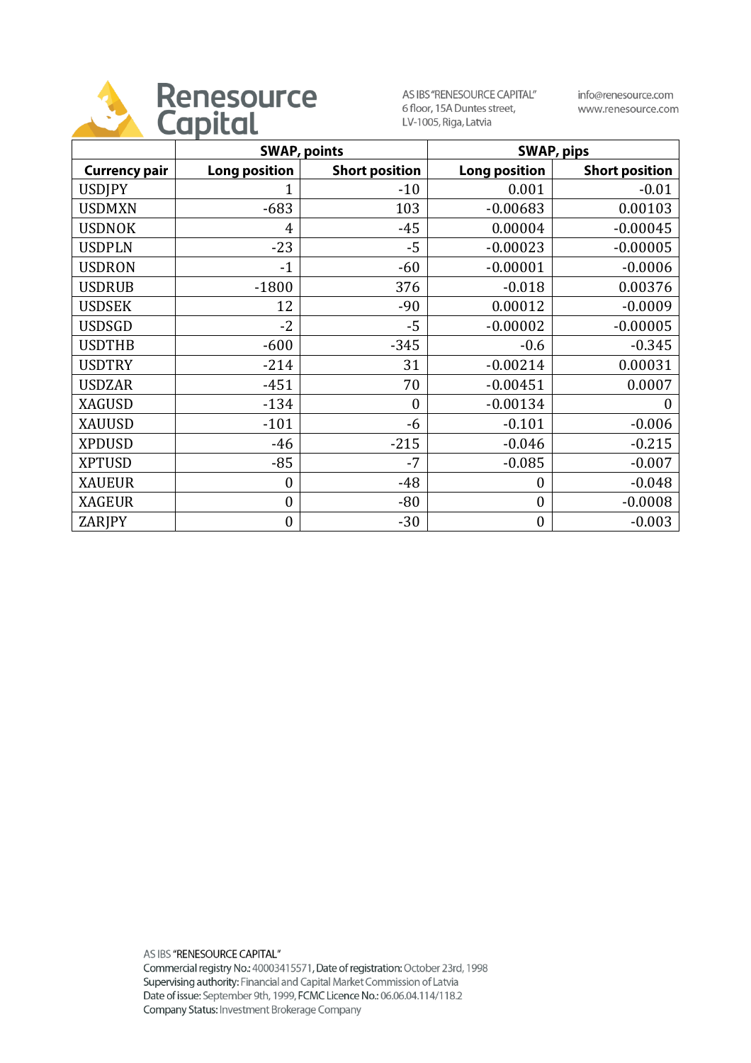| | SWAP, points | | SWAP, pips | |
|---|---|---|---|---|
| **Currency pair** | **Long position** | **Short position** | **Long position** | **Short position** |
| USDJPY | 1 | -10 | 0.001 | -0.01 |
| USDMXN | -683 | 103 | -0.00683 | 0.00103 |
| USDNOK | 4 | -45 | 0.00004 | -0.00045 |
| USDPLN | -23 | -5 | -0.00023 | -0.00005 |
| USDRON | -1 | -60 | -0.00001 | -0.0006 |
| USDRUB | -1800 | 376 | -0.018 | 0.00376 |
| USDSEK | 12 | -90 | 0.00012 | -0.0009 |
| USDSGD | -2 | -5 | -0.00002 | -0.00005 |
| USDTHB | -600 | -345 | -0.6 | -0.345 |
| USDTRY | -214 | 31 | -0.00214 | 0.00031 |
| USDZAR | -451 | 70 | -0.00451 | 0.0007 |
| XAGUSD | -134 | 0 | -0.00134 | 0 |
| XAUUSD | -101 | -6 | -0.101 | -0.006 |
| XPDUSD | -46 | -215 | -0.046 | -0.215 |
| XPTUSD | -85 | -7 | -0.085 | -0.007 |
| XAUEUR | 0 | -48 | 0 | -0.048 |
| XAGEUR | 0 | -80 | 0 | -0.0008 |
| ZARJPY | 0 | -30 | 0 | -0.003 |